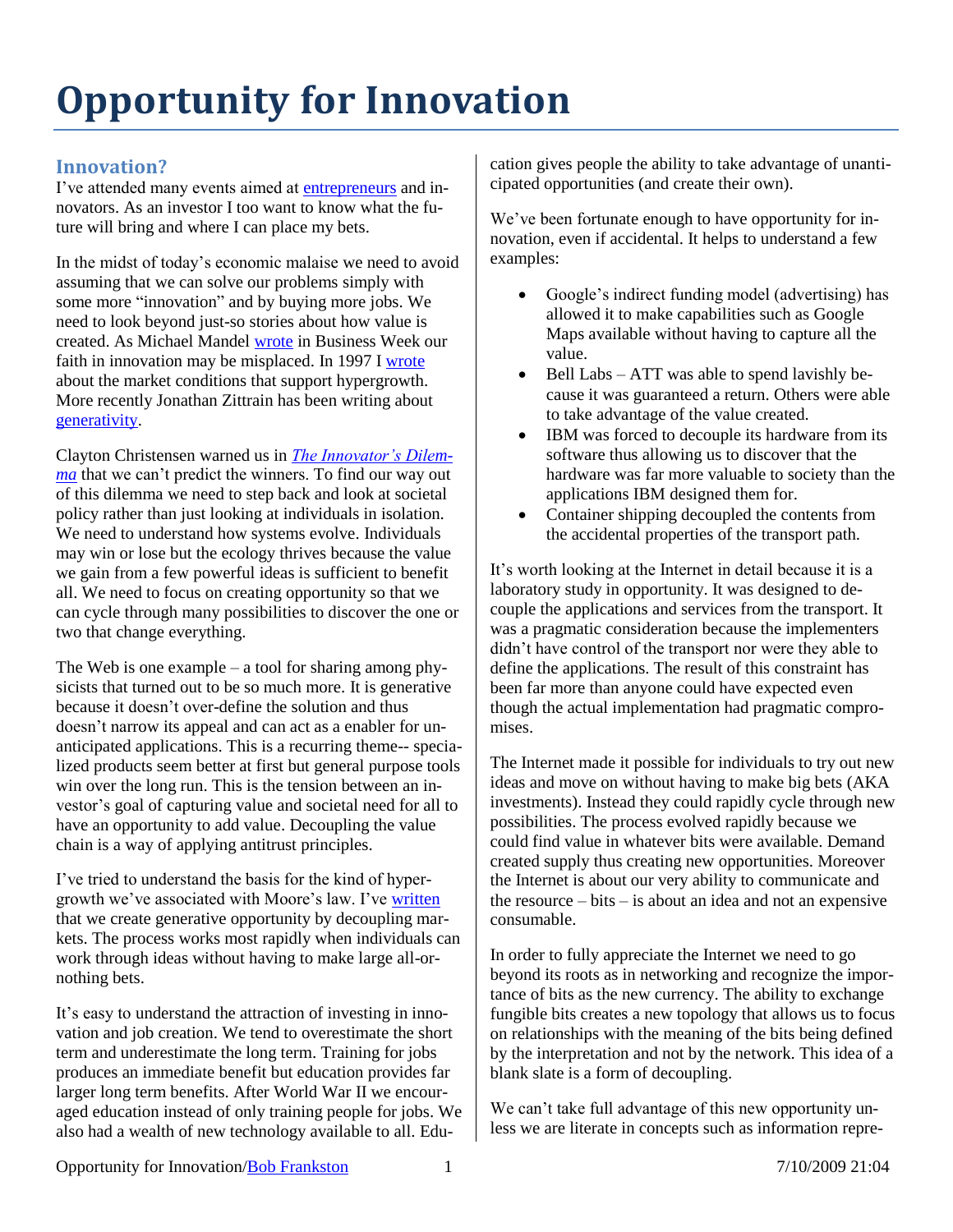# Opportunity for Innovation

## Innovation?

I've attended many events aimed at entrepreneurs and innovators. As an investor I too want to know what the future will bring and where I can place my bets.

In the midst of today's economic malaise we need to avoid assuming that we can solve our problems simply with some more "innovation" and by buying more jobs. We need to look beyond just-so stories about how value is created. As Michael Mandel wrote in Business Week our faith in innovation may be misplaced. In 1997 I wrote about the market conditions that support hypergrowth. More recently Jonathan Zittrain has been writing about generativity.

Clayton Christensen warned us in *The Innovator's Dilemma* that we can't predict the winners. To find our way out of this dilemma we need to step back and look at societal policy rather than just looking at individuals in isolation. We need to understand how systems evolve. Individuals may win or lose but the ecology thrives because the value we gain from a few powerful ideas is sufficient to benefit all. We need to focus on creating opportunity so that we can cycle through many possibilities to discover the one or two that change everything.

The Web is one example – a tool for sharing among physicists that turned out to be so much more. It is generative because it doesn't over-define the solution and thus doesn't narrow its appeal and can act as a enabler for unanticipated applications. This is a recurring theme-- specialized products seem better at first but general purpose tools win over the long run. This is the tension between an investor's goal of capturing value and societal need for all to have an opportunity to add value. Decoupling the value chain is a way of applying antitrust principles.

I've tried to understand the basis for the kind of hypergrowth we've associated with Moore's law. I've written that we create generative opportunity by decoupling markets. The process works most rapidly when individuals can work through ideas without having to make large all-or-nothing bets.

It's easy to understand the attraction of investing in innovation and job creation. We tend to overestimate the short term and underestimate the long term. Training for jobs produces an immediate benefit but education provides far larger long term benefits. After World War II we encouraged education instead of only training people for jobs. We also had a wealth of new technology available to all. Education gives people the ability to take advantage of unanticipated opportunities (and create their own).

We've been fortunate enough to have opportunity for innovation, even if accidental. It helps to understand a few examples:

- Google's indirect funding model (advertising) has allowed it to make capabilities such as Google Maps available without having to capture all the value.
- Bell Labs – ATT was able to spend lavishly because it was guaranteed a return. Others were able to take advantage of the value created.
- IBM was forced to decouple its hardware from its software thus allowing us to discover that the hardware was far more valuable to society than the applications IBM designed them for.
- Container shipping decoupled the contents from the accidental properties of the transport path.

It's worth looking at the Internet in detail because it is a laboratory study in opportunity. It was designed to decouple the applications and services from the transport. It was a pragmatic consideration because the implementers didn't have control of the transport nor were they able to define the applications. The result of this constraint has been far more than anyone could have expected even though the actual implementation had pragmatic compromises.

The Internet made it possible for individuals to try out new ideas and move on without having to make big bets (AKA investments). Instead they could rapidly cycle through new possibilities. The process evolved rapidly because we could find value in whatever bits were available. Demand created supply thus creating new opportunities. Moreover the Internet is about our very ability to communicate and the resource – bits – is about an idea and not an expensive consumable.

In order to fully appreciate the Internet we need to go beyond its roots as in networking and recognize the importance of bits as the new currency. The ability to exchange fungible bits creates a new topology that allows us to focus on relationships with the meaning of the bits being defined by the interpretation and not by the network. This idea of a blank slate is a form of decoupling.

We can't take full advantage of this new opportunity unless we are literate in concepts such as information repre-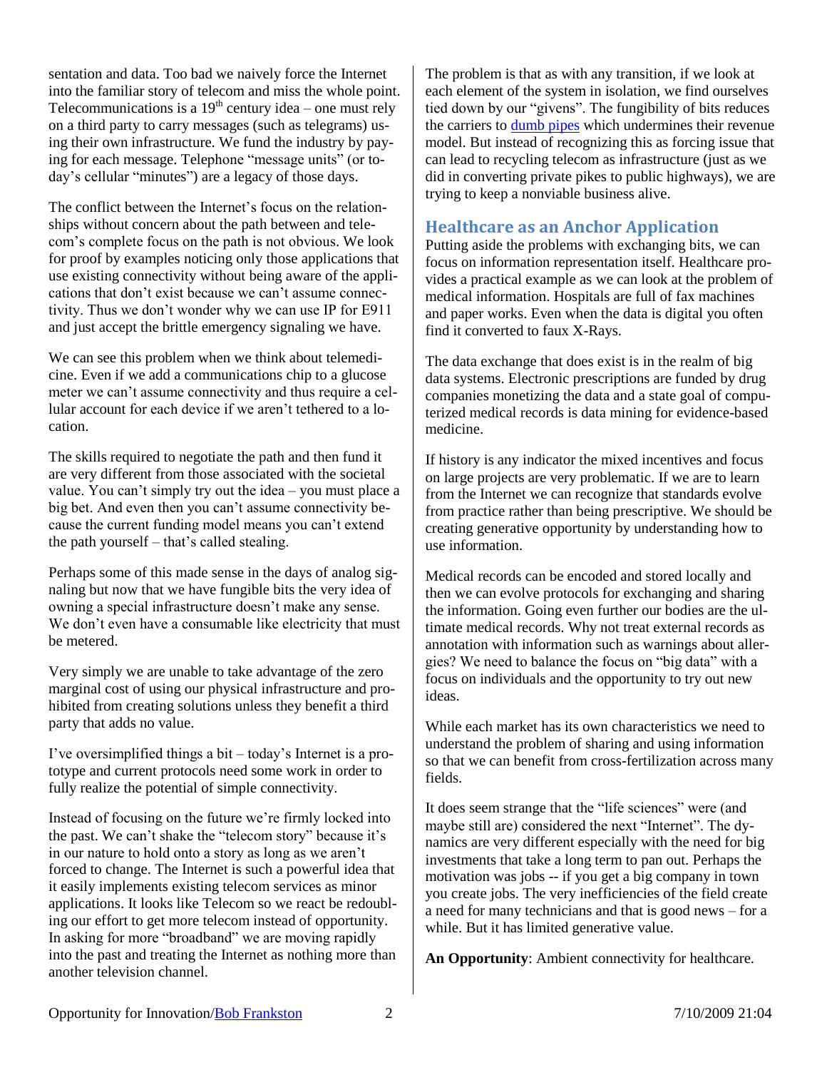sentation and data. Too bad we naively force the Internet into the familiar story of telecom and miss the whole point. Telecommunications is a 19th century idea – one must rely on a third party to carry messages (such as telegrams) using their own infrastructure. We fund the industry by paying for each message. Telephone "message units" (or today's cellular "minutes") are a legacy of those days.

The conflict between the Internet's focus on the relationships without concern about the path between and telecom's complete focus on the path is not obvious. We look for proof by examples noticing only those applications that use existing connectivity without being aware of the applications that don't exist because we can't assume connectivity. Thus we don't wonder why we can use IP for E911 and just accept the brittle emergency signaling we have.

We can see this problem when we think about telemedicine. Even if we add a communications chip to a glucose meter we can't assume connectivity and thus require a cellular account for each device if we aren't tethered to a location.

The skills required to negotiate the path and then fund it are very different from those associated with the societal value. You can't simply try out the idea – you must place a big bet. And even then you can't assume connectivity because the current funding model means you can't extend the path yourself – that's called stealing.

Perhaps some of this made sense in the days of analog signaling but now that we have fungible bits the very idea of owning a special infrastructure doesn't make any sense. We don't even have a consumable like electricity that must be metered.

Very simply we are unable to take advantage of the zero marginal cost of using our physical infrastructure and prohibited from creating solutions unless they benefit a third party that adds no value.

I've oversimplified things a bit – today's Internet is a prototype and current protocols need some work in order to fully realize the potential of simple connectivity.

Instead of focusing on the future we're firmly locked into the past. We can't shake the "telecom story" because it's in our nature to hold onto a story as long as we aren't forced to change. The Internet is such a powerful idea that it easily implements existing telecom services as minor applications. It looks like Telecom so we react be redoubling our effort to get more telecom instead of opportunity. In asking for more "broadband" we are moving rapidly into the past and treating the Internet as nothing more than another television channel.

The problem is that as with any transition, if we look at each element of the system in isolation, we find ourselves tied down by our "givens". The fungibility of bits reduces the carriers to [dumb pipes] which undermines their revenue model. But instead of recognizing this as forcing issue that can lead to recycling telecom as infrastructure (just as we did in converting private pikes to public highways), we are trying to keep a nonviable business alive.

## Healthcare as an Anchor Application

Putting aside the problems with exchanging bits, we can focus on information representation itself. Healthcare provides a practical example as we can look at the problem of medical information. Hospitals are full of fax machines and paper works. Even when the data is digital you often find it converted to faux X-Rays.

The data exchange that does exist is in the realm of big data systems. Electronic prescriptions are funded by drug companies monetizing the data and a state goal of computerized medical records is data mining for evidence-based medicine.

If history is any indicator the mixed incentives and focus on large projects are very problematic. If we are to learn from the Internet we can recognize that standards evolve from practice rather than being prescriptive. We should be creating generative opportunity by understanding how to use information.

Medical records can be encoded and stored locally and then we can evolve protocols for exchanging and sharing the information. Going even further our bodies are the ultimate medical records. Why not treat external records as annotation with information such as warnings about allergies? We need to balance the focus on "big data" with a focus on individuals and the opportunity to try out new ideas.

While each market has its own characteristics we need to understand the problem of sharing and using information so that we can benefit from cross-fertilization across many fields.

It does seem strange that the "life sciences" were (and maybe still are) considered the next "Internet". The dynamics are very different especially with the need for big investments that take a long term to pan out. Perhaps the motivation was jobs -- if you get a big company in town you create jobs. The very inefficiencies of the field create a need for many technicians and that is good news – for a while. But it has limited generative value.

**An Opportunity**: Ambient connectivity for healthcare.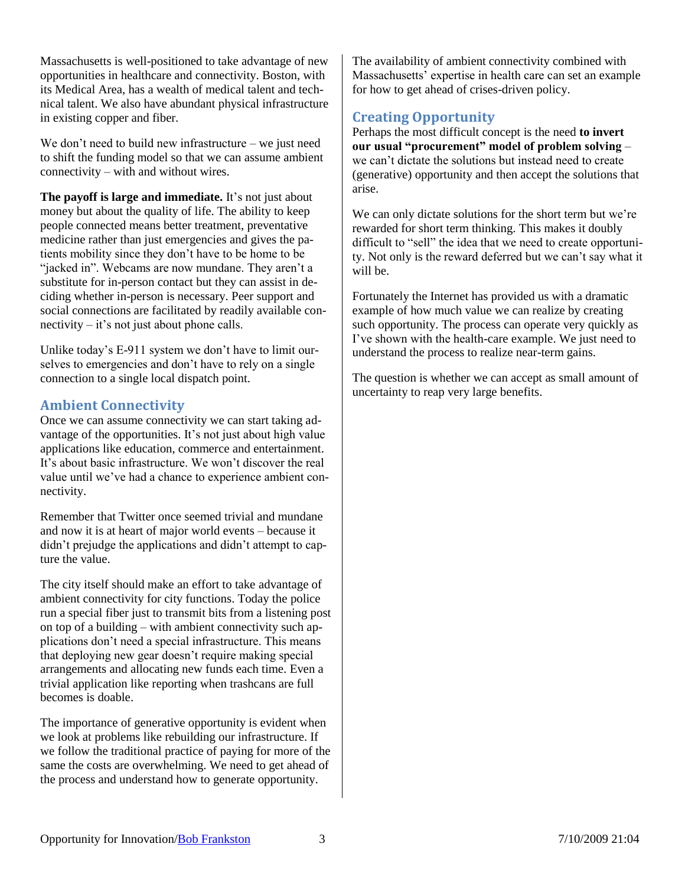Massachusetts is well-positioned to take advantage of new opportunities in healthcare and connectivity. Boston, with its Medical Area, has a wealth of medical talent and technical talent. We also have abundant physical infrastructure in existing copper and fiber.

We don't need to build new infrastructure – we just need to shift the funding model so that we can assume ambient connectivity – with and without wires.

**The payoff is large and immediate.** It's not just about money but about the quality of life. The ability to keep people connected means better treatment, preventative medicine rather than just emergencies and gives the patients mobility since they don't have to be home to be "jacked in". Webcams are now mundane. They aren't a substitute for in-person contact but they can assist in deciding whether in-person is necessary. Peer support and social connections are facilitated by readily available connectivity – it's not just about phone calls.

Unlike today's E-911 system we don't have to limit ourselves to emergencies and don't have to rely on a single connection to a single local dispatch point.

## Ambient Connectivity

Once we can assume connectivity we can start taking advantage of the opportunities. It's not just about high value applications like education, commerce and entertainment. It's about basic infrastructure. We won't discover the real value until we've had a chance to experience ambient connectivity.

Remember that Twitter once seemed trivial and mundane and now it is at heart of major world events – because it didn't prejudge the applications and didn't attempt to capture the value.

The city itself should make an effort to take advantage of ambient connectivity for city functions. Today the police run a special fiber just to transmit bits from a listening post on top of a building – with ambient connectivity such applications don't need a special infrastructure. This means that deploying new gear doesn't require making special arrangements and allocating new funds each time. Even a trivial application like reporting when trashcans are full becomes is doable.

The importance of generative opportunity is evident when we look at problems like rebuilding our infrastructure. If we follow the traditional practice of paying for more of the same the costs are overwhelming. We need to get ahead of the process and understand how to generate opportunity.

The availability of ambient connectivity combined with Massachusetts' expertise in health care can set an example for how to get ahead of crises-driven policy.

## Creating Opportunity

Perhaps the most difficult concept is the need **to invert our usual "procurement" model of problem solving** – we can't dictate the solutions but instead need to create (generative) opportunity and then accept the solutions that arise.

We can only dictate solutions for the short term but we're rewarded for short term thinking. This makes it doubly difficult to "sell" the idea that we need to create opportunity. Not only is the reward deferred but we can't say what it will be.

Fortunately the Internet has provided us with a dramatic example of how much value we can realize by creating such opportunity. The process can operate very quickly as I've shown with the health-care example. We just need to understand the process to realize near-term gains.

The question is whether we can accept as small amount of uncertainty to reap very large benefits.